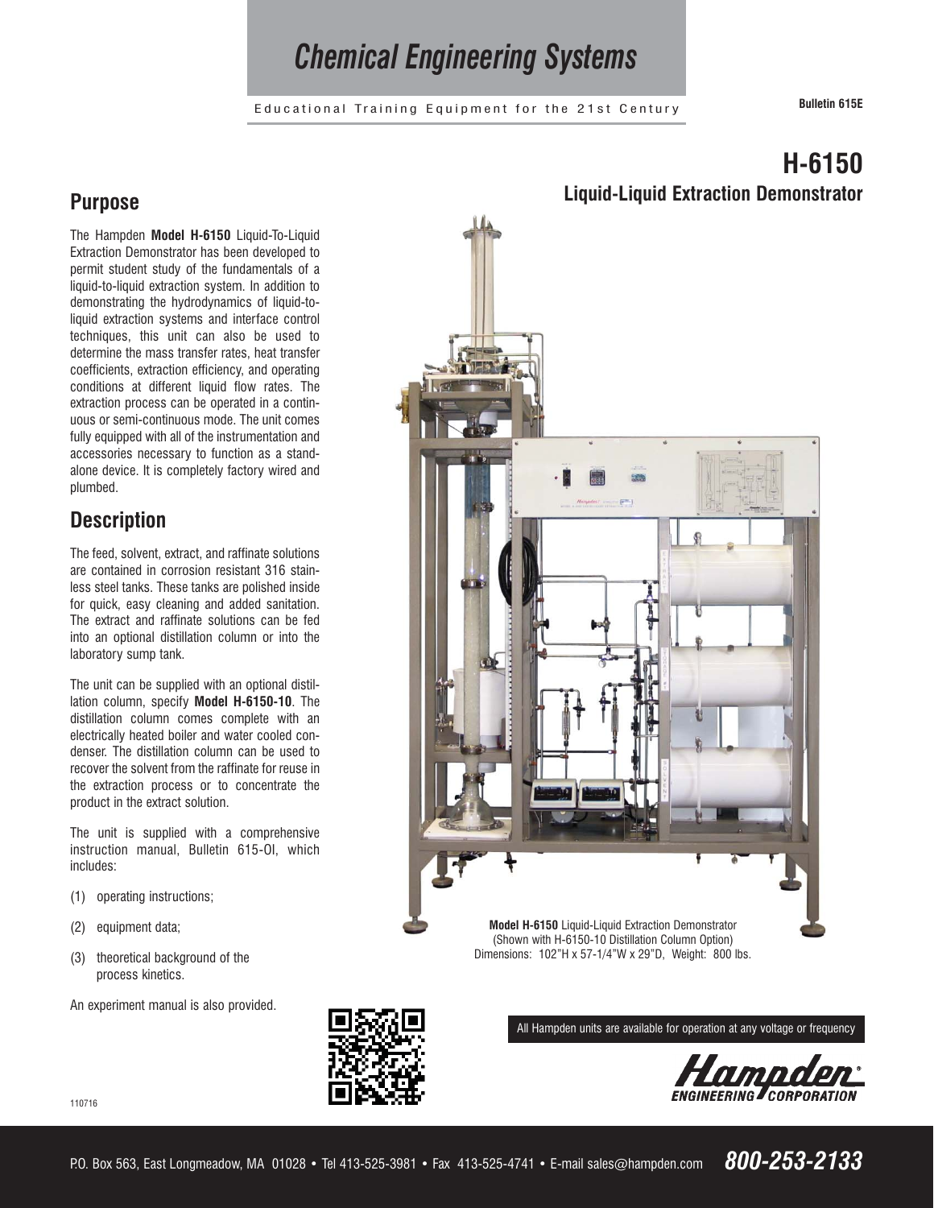# Chemical Engineering Systems

Educational Training Equipment for the 21st Century

**Bulletin 615E**

# H-6150

## Liquid-Liquid Extraction Demonstrator

## Purpose

The Hampden **Model H-6150** Liquid-To-Liquid Extraction Demonstrator has been developed to permit student study of the fundamentals of a liquid-to-liquid extraction system. In addition to demonstrating the hydrodynamics of liquid-to-liquid extraction systems and interface control techniques, this unit can also be used to determine the mass transfer rates, heat transfer coefficients, extraction efficiency, and operating conditions at different liquid flow rates. The extraction process can be operated in a continuous or semi-continuous mode. The unit comes fully equipped with all of the instrumentation and accessories necessary to function as a stand-alone device. It is completely factory wired and plumbed.

## Description

The feed, solvent, extract, and raffinate solutions are contained in corrosion resistant 316 stainless steel tanks. These tanks are polished inside for quick, easy cleaning and added sanitation. The extract and raffinate solutions can be fed into an optional distillation column or into the laboratory sump tank.

The unit can be supplied with an optional distillation column, specify **Model H-6150-10**. The distillation column comes complete with an electrically heated boiler and water cooled condenser. The distillation column can be used to recover the solvent from the raffinate for reuse in the extraction process or to concentrate the product in the extract solution.

The unit is supplied with a comprehensive instruction manual, Bulletin 615-OI, which includes:

(1) operating instructions;

(2) equipment data;

(3) theoretical background of the process kinetics.

An experiment manual is also provided.

**Model H-6150** Liquid-Liquid Extraction Demonstrator
(Shown with H-6150-10 Distillation Column Option)
Dimensions: 102"H x 57-1/4"W x 29"D, Weight: 800 lbs.

All Hampden units are available for operation at any voltage or frequency

Hampden ENGINEERING CORPORATION

110716

P.O. Box 563, East Longmeadow, MA 01028 • Tel 413-525-3981 • Fax 413-525-4741 • E-mail sales@hampden.com **800-253-2133**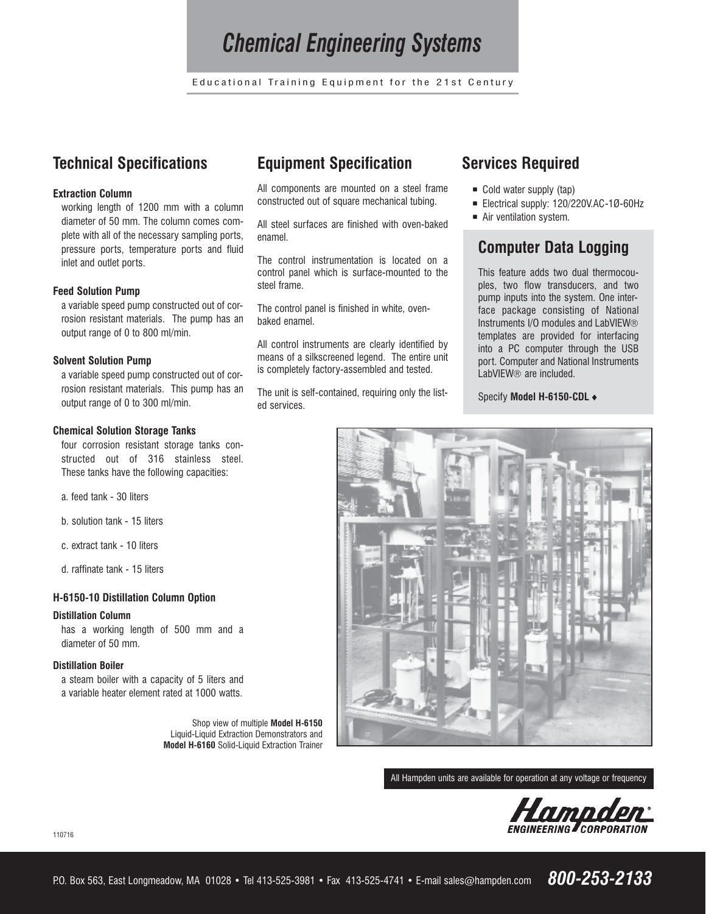# Chemical Engineering Systems

Educational Training Equipment for the 21st Century

## Technical Specifications

**Extraction Column**

working length of 1200 mm with a column diameter of 50 mm. The column comes complete with all of the necessary sampling ports, pressure ports, temperature ports and fluid inlet and outlet ports.

**Feed Solution Pump**

a variable speed pump constructed out of corrosion resistant materials. The pump has an output range of 0 to 800 ml/min.

**Solvent Solution Pump**

a variable speed pump constructed out of corrosion resistant materials. This pump has an output range of 0 to 300 ml/min.

**Chemical Solution Storage Tanks**

four corrosion resistant storage tanks constructed out of 316 stainless steel. These tanks have the following capacities:

a. feed tank - 30 liters

b. solution tank - 15 liters

c. extract tank - 10 liters

d. raffinate tank - 15 liters

### H-6150-10 Distillation Column Option

**Distillation Column**

has a working length of 500 mm and a diameter of 50 mm.

**Distillation Boiler**

a steam boiler with a capacity of 5 liters and a variable heater element rated at 1000 watts.

## Equipment Specification

All components are mounted on a steel frame constructed out of square mechanical tubing.

All steel surfaces are finished with oven-baked enamel.

The control instrumentation is located on a control panel which is surface-mounted to the steel frame.

The control panel is finished in white, oven-baked enamel.

All control instruments are clearly identified by means of a silkscreened legend. The entire unit is completely factory-assembled and tested.

The unit is self-contained, requiring only the listed services.

## Services Required

- Cold water supply (tap)
- Electrical supply: 120/220V.AC-1Ø-60Hz
- Air ventilation system.

## Computer Data Logging

This feature adds two dual thermocouples, two flow transducers, and two pump inputs into the system. One interface package consisting of National Instruments I/O modules and LabVIEW® templates are provided for interfacing into a PC computer through the USB port. Computer and National Instruments LabVIEW® are included.

Specify **Model H-6150-CDL** ♦

Shop view of multiple **Model H-6150** Liquid-Liquid Extraction Demonstrators and **Model H-6160** Solid-Liquid Extraction Trainer

All Hampden units are available for operation at any voltage or frequency

Hampden Engineering Corporation

110716

P.O. Box 563, East Longmeadow, MA 01028 • Tel 413-525-3981 • Fax 413-525-4741 • E-mail sales@hampden.com **800-253-2133**